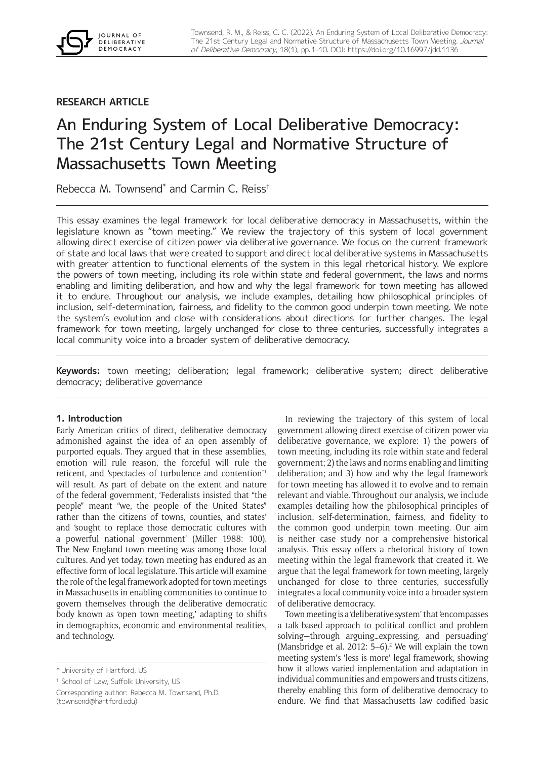RESEARCH ARTICLE

# An Enduring System of Local Deliberative Democracy: The 21st Century Legal and Normative Structure of Massachusetts Town Meeting

Rebecca M. Townsend* and Carmin C. Reiss†

This essay examines the legal framework for local deliberative democracy in Massachusetts, within the legislature known as "town meeting." We review the trajectory of this system of local government allowing direct exercise of citizen power via deliberative governance. We focus on the current framework of state and local laws that were created to support and direct local deliberative systems in Massachusetts with greater attention to functional elements of the system in this legal rhetorical history. We explore the powers of town meeting, including its role within state and federal government, the laws and norms enabling and limiting deliberation, and how and why the legal framework for town meeting has allowed it to endure. Throughout our analysis, we include examples, detailing how philosophical principles of inclusion, self-determination, fairness, and fidelity to the common good underpin town meeting. We note the system's evolution and close with considerations about directions for further changes. The legal framework for town meeting, largely unchanged for close to three centuries, successfully integrates a local community voice into a broader system of deliberative democracy.

**Keywords:** town meeting; deliberation; legal framework; deliberative system; direct deliberative democracy; deliberative governance

## 1. Introduction

Early American critics of direct, deliberative democracy admonished against the idea of an open assembly of purported equals. They argued that in these assemblies, emotion will rule reason, the forceful will rule the reticent, and 'spectacles of turbulence and contention'[1] will result. As part of debate on the extent and nature of the federal government, 'Federalists insisted that "the people" meant "we, the people of the United States" rather than the citizens of towns, counties, and states' and 'sought to replace those democratic cultures with a powerful national government' (Miller 1988: 100). The New England town meeting was among those local cultures. And yet today, town meeting has endured as an effective form of local legislature. This article will examine the role of the legal framework adopted for town meetings in Massachusetts in enabling communities to continue to govern themselves through the deliberative democratic body known as 'open town meeting,' adapting to shifts in demographics, economic and environmental realities, and technology.

In reviewing the trajectory of this system of local government allowing direct exercise of citizen power via deliberative governance, we explore: 1) the powers of town meeting, including its role within state and federal government; 2) the laws and norms enabling and limiting deliberation, and 3) how and why the legal framework for town meeting has allowed it to evolve and to remain relevant and viable. Throughout our analysis, we include examples detailing how the philosophical principles of inclusion, self-determination, fairness, and fidelity to the common good underpin town meeting. Our aim is neither case study nor a comprehensive historical analysis. This essay offers a rhetorical history of town meeting within the legal framework that created it. We argue that the legal framework for town meeting, largely unchanged for close to three centuries, successfully integrates a local community voice into a broader system of deliberative democracy.

Town meeting is a 'deliberative system' that 'encompasses a talk-based approach to political conflict and problem solving—through arguing...expressing, and persuading' (Mansbridge et al. 2012: 5–6).[2] We will explain the town meeting system's 'less is more' legal framework, showing how it allows varied implementation and adaptation in individual communities and empowers and trusts citizens, thereby enabling this form of deliberative democracy to endure. We find that Massachusetts law codified basic

* University of Hartford, US

† School of Law, Suffolk University, US

Corresponding author: Rebecca M. Townsend, Ph.D. (townsend@hartford.edu)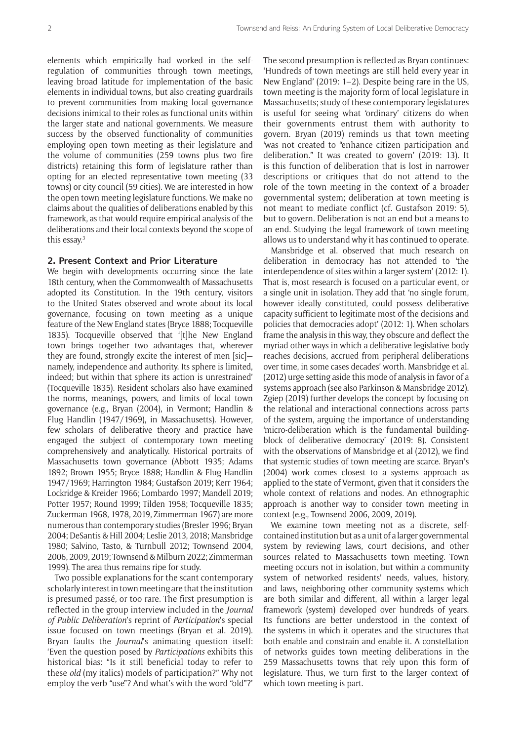elements which empirically had worked in the self-regulation of communities through town meetings, leaving broad latitude for implementation of the basic elements in individual towns, but also creating guardrails to prevent communities from making local governance decisions inimical to their roles as functional units within the larger state and national governments. We measure success by the observed functionality of communities employing open town meeting as their legislature and the volume of communities (259 towns plus two fire districts) retaining this form of legislature rather than opting for an elected representative town meeting (33 towns) or city council (59 cities). We are interested in how the open town meeting legislature functions. We make no claims about the qualities of deliberations enabled by this framework, as that would require empirical analysis of the deliberations and their local contexts beyond the scope of this essay.[3]

## 2. Present Context and Prior Literature

We begin with developments occurring since the late 18th century, when the Commonwealth of Massachusetts adopted its Constitution. In the 19th century, visitors to the United States observed and wrote about its local governance, focusing on town meeting as a unique feature of the New England states (Bryce 1888; Tocqueville 1835). Tocqueville observed that '[t]he New England town brings together two advantages that, wherever they are found, strongly excite the interest of men [sic]—namely, independence and authority. Its sphere is limited, indeed; but within that sphere its action is unrestrained' (Tocqueville 1835). Resident scholars also have examined the norms, meanings, powers, and limits of local town governance (e.g., Bryan (2004), in Vermont; Handlin & Flug Handlin (1947/1969), in Massachusetts). However, few scholars of deliberative theory and practice have engaged the subject of contemporary town meeting comprehensively and analytically. Historical portraits of Massachusetts town governance (Abbott 1935; Adams 1892; Brown 1955; Bryce 1888; Handlin & Flug Handlin 1947/1969; Harrington 1984; Gustafson 2019; Kerr 1964; Lockridge & Kreider 1966; Lombardo 1997; Mandell 2019; Potter 1957; Round 1999; Tilden 1958; Tocqueville 1835; Zuckerman 1968, 1978, 2019, Zimmerman 1967) are more numerous than contemporary studies (Bresler 1996; Bryan 2004; DeSantis & Hill 2004; Leslie 2013, 2018; Mansbridge 1980; Salvino, Tasto, & Turnbull 2012; Townsend 2004, 2006, 2009, 2019; Townsend & Milburn 2022; Zimmerman 1999). The area thus remains ripe for study.

Two possible explanations for the scant contemporary scholarly interest in town meeting are that the institution is presumed passé, or too rare. The first presumption is reflected in the group interview included in the *Journal of Public Deliberation*'s reprint of *Participation*'s special issue focused on town meetings (Bryan et al. 2019). Bryan faults the *Journal*'s animating question itself: 'Even the question posed by *Participations* exhibits this historical bias: "Is it still beneficial today to refer to these *old* (my italics) models of participation?" Why not employ the verb "use"? And what's with the word "old"?' The second presumption is reflected as Bryan continues: 'Hundreds of town meetings are still held every year in New England' (2019: 1–2). Despite being rare in the US, town meeting is the majority form of local legislature in Massachusetts; study of these contemporary legislatures is useful for seeing what 'ordinary' citizens do when their governments entrust them with authority to govern. Bryan (2019) reminds us that town meeting 'was not created to "enhance citizen participation and deliberation." It was created to govern' (2019: 13). It is this function of deliberation that is lost in narrower descriptions or critiques that do not attend to the role of the town meeting in the context of a broader governmental system; deliberation at town meeting is not meant to mediate conflict (cf. Gustafson 2019: 5), but to govern. Deliberation is not an end but a means to an end. Studying the legal framework of town meeting allows us to understand why it has continued to operate.

Mansbridge et al. observed that much research on deliberation in democracy has not attended to 'the interdependence of sites within a larger system' (2012: 1). That is, most research is focused on a particular event, or a single unit in isolation. They add that 'no single forum, however ideally constituted, could possess deliberative capacity sufficient to legitimate most of the decisions and policies that democracies adopt' (2012: 1). When scholars frame the analysis in this way, they obscure and deflect the myriad other ways in which a deliberative legislative body reaches decisions, accrued from peripheral deliberations over time, in some cases decades' worth. Mansbridge et al. (2012) urge setting aside this mode of analysis in favor of a systems approach (see also Parkinson & Mansbridge 2012). Zgiep (2019) further develops the concept by focusing on the relational and interactional connections across parts of the system, arguing the importance of understanding 'micro-deliberation which is the fundamental building-block of deliberative democracy' (2019: 8). Consistent with the observations of Mansbridge et al (2012), we find that systemic studies of town meeting are scarce. Bryan's (2004) work comes closest to a systems approach as applied to the state of Vermont, given that it considers the whole context of relations and nodes. An ethnographic approach is another way to consider town meeting in context (e.g., Townsend 2006, 2009, 2019).

We examine town meeting not as a discrete, self-contained institution but as a unit of a larger governmental system by reviewing laws, court decisions, and other sources related to Massachusetts town meeting. Town meeting occurs not in isolation, but within a community system of networked residents' needs, values, history, and laws, neighboring other community systems which are both similar and different, all within a larger legal framework (system) developed over hundreds of years. Its functions are better understood in the context of the systems in which it operates and the structures that both enable and constrain and enable it. A constellation of networks guides town meeting deliberations in the 259 Massachusetts towns that rely upon this form of legislature. Thus, we turn first to the larger context of which town meeting is part.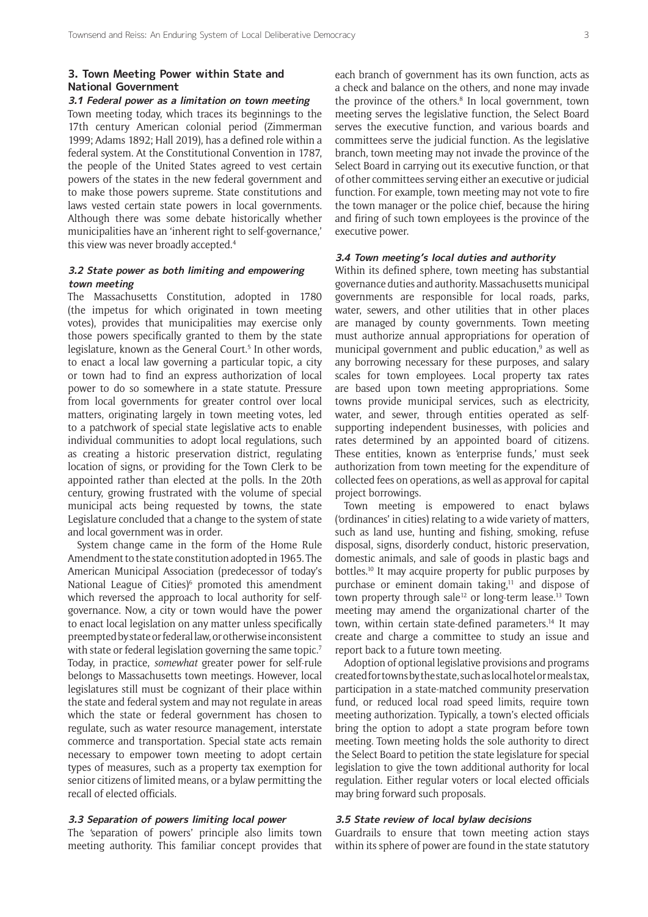## 3. Town Meeting Power within State and National Government

### 3.1 Federal power as a limitation on town meeting

Town meeting today, which traces its beginnings to the 17th century American colonial period (Zimmerman 1999; Adams 1892; Hall 2019), has a defined role within a federal system. At the Constitutional Convention in 1787, the people of the United States agreed to vest certain powers of the states in the new federal government and to make those powers supreme. State constitutions and laws vested certain state powers in local governments. Although there was some debate historically whether municipalities have an 'inherent right to self-governance,' this view was never broadly accepted.[4]

### 3.2 State power as both limiting and empowering town meeting

The Massachusetts Constitution, adopted in 1780 (the impetus for which originated in town meeting votes), provides that municipalities may exercise only those powers specifically granted to them by the state legislature, known as the General Court.[5] In other words, to enact a local law governing a particular topic, a city or town had to find an express authorization of local power to do so somewhere in a state statute. Pressure from local governments for greater control over local matters, originating largely in town meeting votes, led to a patchwork of special state legislative acts to enable individual communities to adopt local regulations, such as creating a historic preservation district, regulating location of signs, or providing for the Town Clerk to be appointed rather than elected at the polls. In the 20th century, growing frustrated with the volume of special municipal acts being requested by towns, the state Legislature concluded that a change to the system of state and local government was in order.

System change came in the form of the Home Rule Amendment to the state constitution adopted in 1965. The American Municipal Association (predecessor of today's National League of Cities)[6] promoted this amendment which reversed the approach to local authority for self-governance. Now, a city or town would have the power to enact local legislation on any matter unless specifically preempted by state or federal law, or otherwise inconsistent with state or federal legislation governing the same topic.[7] Today, in practice, *somewhat* greater power for self-rule belongs to Massachusetts town meetings. However, local legislatures still must be cognizant of their place within the state and federal system and may not regulate in areas which the state or federal government has chosen to regulate, such as water resource management, interstate commerce and transportation. Special state acts remain necessary to empower town meeting to adopt certain types of measures, such as a property tax exemption for senior citizens of limited means, or a bylaw permitting the recall of elected officials.

### 3.3 Separation of powers limiting local power

The 'separation of powers' principle also limits town meeting authority. This familiar concept provides that each branch of government has its own function, acts as a check and balance on the others, and none may invade the province of the others.[8] In local government, town meeting serves the legislative function, the Select Board serves the executive function, and various boards and committees serve the judicial function. As the legislative branch, town meeting may not invade the province of the Select Board in carrying out its executive function, or that of other committees serving either an executive or judicial function. For example, town meeting may not vote to fire the town manager or the police chief, because the hiring and firing of such town employees is the province of the executive power.

### 3.4 Town meeting's local duties and authority

Within its defined sphere, town meeting has substantial governance duties and authority. Massachusetts municipal governments are responsible for local roads, parks, water, sewers, and other utilities that in other places are managed by county governments. Town meeting must authorize annual appropriations for operation of municipal government and public education,[9] as well as any borrowing necessary for these purposes, and salary scales for town employees. Local property tax rates are based upon town meeting appropriations. Some towns provide municipal services, such as electricity, water, and sewer, through entities operated as self-supporting independent businesses, with policies and rates determined by an appointed board of citizens. These entities, known as 'enterprise funds,' must seek authorization from town meeting for the expenditure of collected fees on operations, as well as approval for capital project borrowings.

Town meeting is empowered to enact bylaws ('ordinances' in cities) relating to a wide variety of matters, such as land use, hunting and fishing, smoking, refuse disposal, signs, disorderly conduct, historic preservation, domestic animals, and sale of goods in plastic bags and bottles.[10] It may acquire property for public purposes by purchase or eminent domain taking,[11] and dispose of town property through sale[12] or long-term lease.[13] Town meeting may amend the organizational charter of the town, within certain state-defined parameters.[14] It may create and charge a committee to study an issue and report back to a future town meeting.

Adoption of optional legislative provisions and programs created for towns by the state, such as local hotel or meals tax, participation in a state-matched community preservation fund, or reduced local road speed limits, require town meeting authorization. Typically, a town's elected officials bring the option to adopt a state program before town meeting. Town meeting holds the sole authority to direct the Select Board to petition the state legislature for special legislation to give the town additional authority for local regulation. Either regular voters or local elected officials may bring forward such proposals.

### 3.5 State review of local bylaw decisions

Guardrails to ensure that town meeting action stays within its sphere of power are found in the state statutory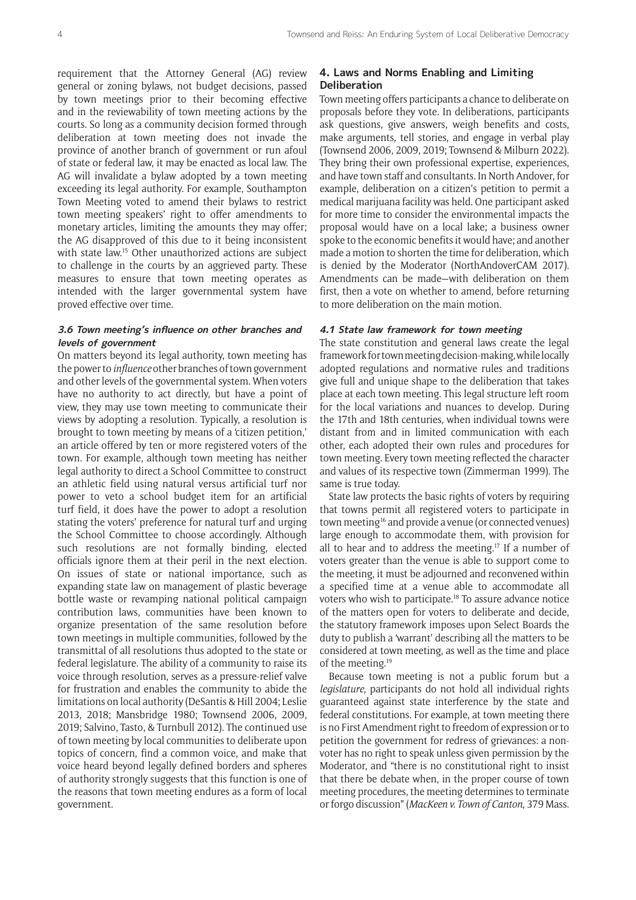requirement that the Attorney General (AG) review general or zoning bylaws, not budget decisions, passed by town meetings prior to their becoming effective and in the reviewability of town meeting actions by the courts. So long as a community decision formed through deliberation at town meeting does not invade the province of another branch of government or run afoul of state or federal law, it may be enacted as local law. The AG will invalidate a bylaw adopted by a town meeting exceeding its legal authority. For example, Southampton Town Meeting voted to amend their bylaws to restrict town meeting speakers' right to offer amendments to monetary articles, limiting the amounts they may offer; the AG disapproved of this due to it being inconsistent with state law.[15] Other unauthorized actions are subject to challenge in the courts by an aggrieved party. These measures to ensure that town meeting operates as intended with the larger governmental system have proved effective over time.

### 3.6 Town meeting's influence on other branches and levels of government

On matters beyond its legal authority, town meeting has the power to *influence* other branches of town government and other levels of the governmental system. When voters have no authority to act directly, but have a point of view, they may use town meeting to communicate their views by adopting a resolution. Typically, a resolution is brought to town meeting by means of a 'citizen petition,' an article offered by ten or more registered voters of the town. For example, although town meeting has neither legal authority to direct a School Committee to construct an athletic field using natural versus artificial turf nor power to veto a school budget item for an artificial turf field, it does have the power to adopt a resolution stating the voters' preference for natural turf and urging the School Committee to choose accordingly. Although such resolutions are not formally binding, elected officials ignore them at their peril in the next election. On issues of state or national importance, such as expanding state law on management of plastic beverage bottle waste or revamping national political campaign contribution laws, communities have been known to organize presentation of the same resolution before town meetings in multiple communities, followed by the transmittal of all resolutions thus adopted to the state or federal legislature. The ability of a community to raise its voice through resolution, serves as a pressure-relief valve for frustration and enables the community to abide the limitations on local authority (DeSantis & Hill 2004; Leslie 2013, 2018; Mansbridge 1980; Townsend 2006, 2009, 2019; Salvino, Tasto, & Turnbull 2012). The continued use of town meeting by local communities to deliberate upon topics of concern, find a common voice, and make that voice heard beyond legally defined borders and spheres of authority strongly suggests that this function is one of the reasons that town meeting endures as a form of local government.

## 4. Laws and Norms Enabling and Limiting Deliberation

Town meeting offers participants a chance to deliberate on proposals before they vote. In deliberations, participants ask questions, give answers, weigh benefits and costs, make arguments, tell stories, and engage in verbal play (Townsend 2006, 2009, 2019; Townsend & Milburn 2022). They bring their own professional expertise, experiences, and have town staff and consultants. In North Andover, for example, deliberation on a citizen's petition to permit a medical marijuana facility was held. One participant asked for more time to consider the environmental impacts the proposal would have on a local lake; a business owner spoke to the economic benefits it would have; and another made a motion to shorten the time for deliberation, which is denied by the Moderator (NorthAndoverCAM 2017). Amendments can be made—with deliberation on them first, then a vote on whether to amend, before returning to more deliberation on the main motion.

### 4.1 State law framework for town meeting

The state constitution and general laws create the legal framework for town meeting decision-making, while locally adopted regulations and normative rules and traditions give full and unique shape to the deliberation that takes place at each town meeting. This legal structure left room for the local variations and nuances to develop. During the 17th and 18th centuries, when individual towns were distant from and in limited communication with each other, each adopted their own rules and procedures for town meeting. Every town meeting reflected the character and values of its respective town (Zimmerman 1999). The same is true today.

State law protects the basic rights of voters by requiring that towns permit all registered voters to participate in town meeting[16] and provide a venue (or connected venues) large enough to accommodate them, with provision for all to hear and to address the meeting.[17] If a number of voters greater than the venue is able to support come to the meeting, it must be adjourned and reconvened within a specified time at a venue able to accommodate all voters who wish to participate.[18] To assure advance notice of the matters open for voters to deliberate and decide, the statutory framework imposes upon Select Boards the duty to publish a 'warrant' describing all the matters to be considered at town meeting, as well as the time and place of the meeting.[19]

Because town meeting is not a public forum but a *legislature*, participants do not hold all individual rights guaranteed against state interference by the state and federal constitutions. For example, at town meeting there is no First Amendment right to freedom of expression or to petition the government for redress of grievances: a non-voter has no right to speak unless given permission by the Moderator, and "there is no constitutional right to insist that there be debate when, in the proper course of town meeting procedures, the meeting determines to terminate or forgo discussion" (*MacKeen v. Town of Canton*, 379 Mass.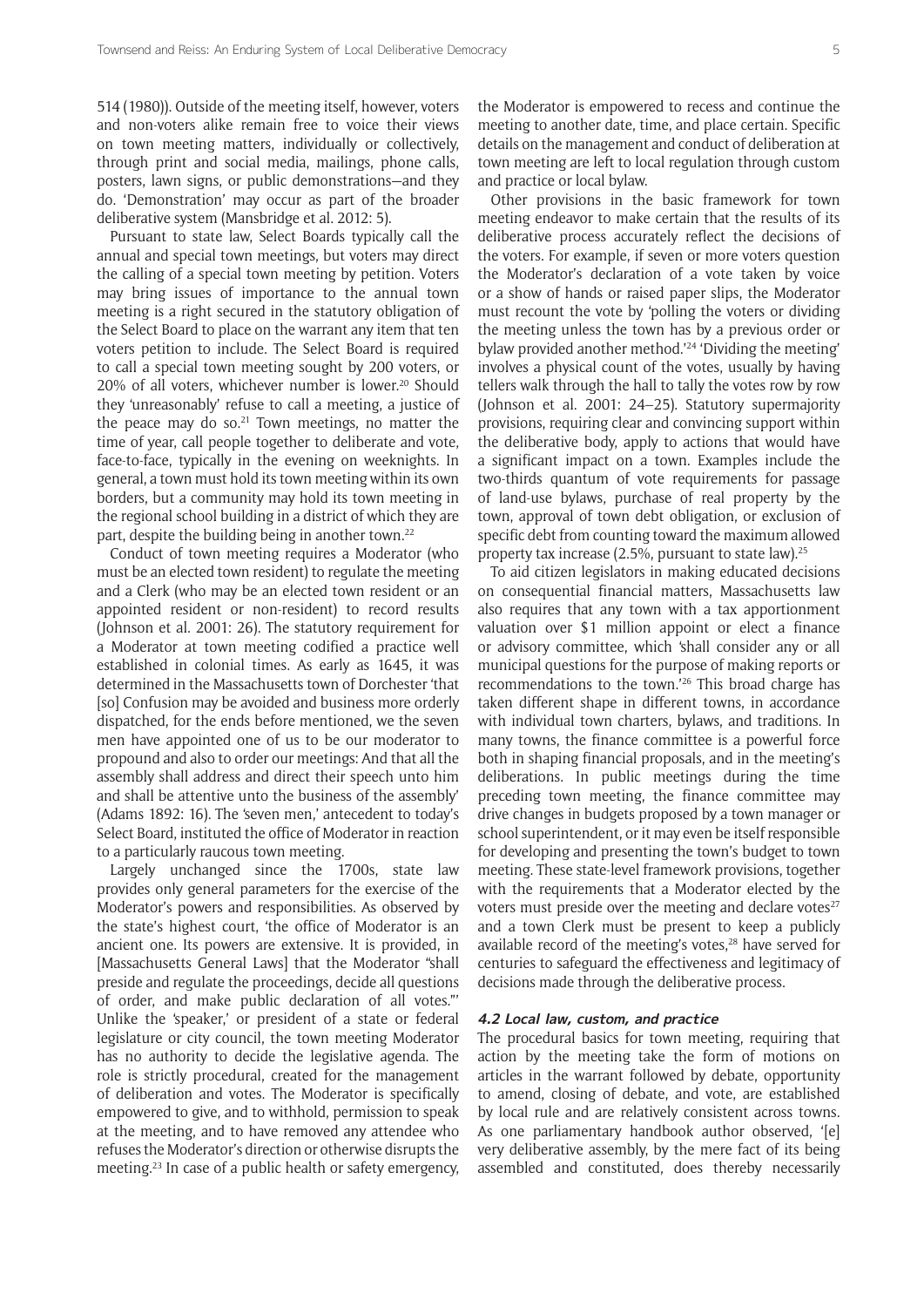514 (1980)). Outside of the meeting itself, however, voters and non-voters alike remain free to voice their views on town meeting matters, individually or collectively, through print and social media, mailings, phone calls, posters, lawn signs, or public demonstrations—and they do. 'Demonstration' may occur as part of the broader deliberative system (Mansbridge et al. 2012: 5).

Pursuant to state law, Select Boards typically call the annual and special town meetings, but voters may direct the calling of a special town meeting by petition. Voters may bring issues of importance to the annual town meeting is a right secured in the statutory obligation of the Select Board to place on the warrant any item that ten voters petition to include. The Select Board is required to call a special town meeting sought by 200 voters, or 20% of all voters, whichever number is lower.[20] Should they 'unreasonably' refuse to call a meeting, a justice of the peace may do so.[21] Town meetings, no matter the time of year, call people together to deliberate and vote, face-to-face, typically in the evening on weeknights. In general, a town must hold its town meeting within its own borders, but a community may hold its town meeting in the regional school building in a district of which they are part, despite the building being in another town.[22]

Conduct of town meeting requires a Moderator (who must be an elected town resident) to regulate the meeting and a Clerk (who may be an elected town resident or an appointed resident or non-resident) to record results (Johnson et al. 2001: 26). The statutory requirement for a Moderator at town meeting codified a practice well established in colonial times. As early as 1645, it was determined in the Massachusetts town of Dorchester 'that [so] Confusion may be avoided and business more orderly dispatched, for the ends before mentioned, we the seven men have appointed one of us to be our moderator to propound and also to order our meetings: And that all the assembly shall address and direct their speech unto him and shall be attentive unto the business of the assembly' (Adams 1892: 16). The 'seven men,' antecedent to today's Select Board, instituted the office of Moderator in reaction to a particularly raucous town meeting.

Largely unchanged since the 1700s, state law provides only general parameters for the exercise of the Moderator's powers and responsibilities. As observed by the state's highest court, 'the office of Moderator is an ancient one. Its powers are extensive. It is provided, in [Massachusetts General Laws] that the Moderator "shall preside and regulate the proceedings, decide all questions of order, and make public declaration of all votes."' Unlike the 'speaker,' or president of a state or federal legislature or city council, the town meeting Moderator has no authority to decide the legislative agenda. The role is strictly procedural, created for the management of deliberation and votes. The Moderator is specifically empowered to give, and to withhold, permission to speak at the meeting, and to have removed any attendee who refuses the Moderator's direction or otherwise disrupts the meeting.[23] In case of a public health or safety emergency, the Moderator is empowered to recess and continue the meeting to another date, time, and place certain. Specific details on the management and conduct of deliberation at town meeting are left to local regulation through custom and practice or local bylaw.

Other provisions in the basic framework for town meeting endeavor to make certain that the results of its deliberative process accurately reflect the decisions of the voters. For example, if seven or more voters question the Moderator's declaration of a vote taken by voice or a show of hands or raised paper slips, the Moderator must recount the vote by 'polling the voters or dividing the meeting unless the town has by a previous order or bylaw provided another method.'[24] 'Dividing the meeting' involves a physical count of the votes, usually by having tellers walk through the hall to tally the votes row by row (Johnson et al. 2001: 24–25). Statutory supermajority provisions, requiring clear and convincing support within the deliberative body, apply to actions that would have a significant impact on a town. Examples include the two-thirds quantum of vote requirements for passage of land-use bylaws, purchase of real property by the town, approval of town debt obligation, or exclusion of specific debt from counting toward the maximum allowed property tax increase (2.5%, pursuant to state law).[25]

To aid citizen legislators in making educated decisions on consequential financial matters, Massachusetts law also requires that any town with a tax apportionment valuation over $1 million appoint or elect a finance or advisory committee, which 'shall consider any or all municipal questions for the purpose of making reports or recommendations to the town.'[26] This broad charge has taken different shape in different towns, in accordance with individual town charters, bylaws, and traditions. In many towns, the finance committee is a powerful force both in shaping financial proposals, and in the meeting's deliberations. In public meetings during the time preceding town meeting, the finance committee may drive changes in budgets proposed by a town manager or school superintendent, or it may even be itself responsible for developing and presenting the town's budget to town meeting. These state-level framework provisions, together with the requirements that a Moderator elected by the voters must preside over the meeting and declare votes[27] and a town Clerk must be present to keep a publicly available record of the meeting's votes,[28] have served for centuries to safeguard the effectiveness and legitimacy of decisions made through the deliberative process.

### 4.2 Local law, custom, and practice

The procedural basics for town meeting, requiring that action by the meeting take the form of motions on articles in the warrant followed by debate, opportunity to amend, closing of debate, and vote, are established by local rule and are relatively consistent across towns. As one parliamentary handbook author observed, '[e]very deliberative assembly, by the mere fact of its being assembled and constituted, does thereby necessarily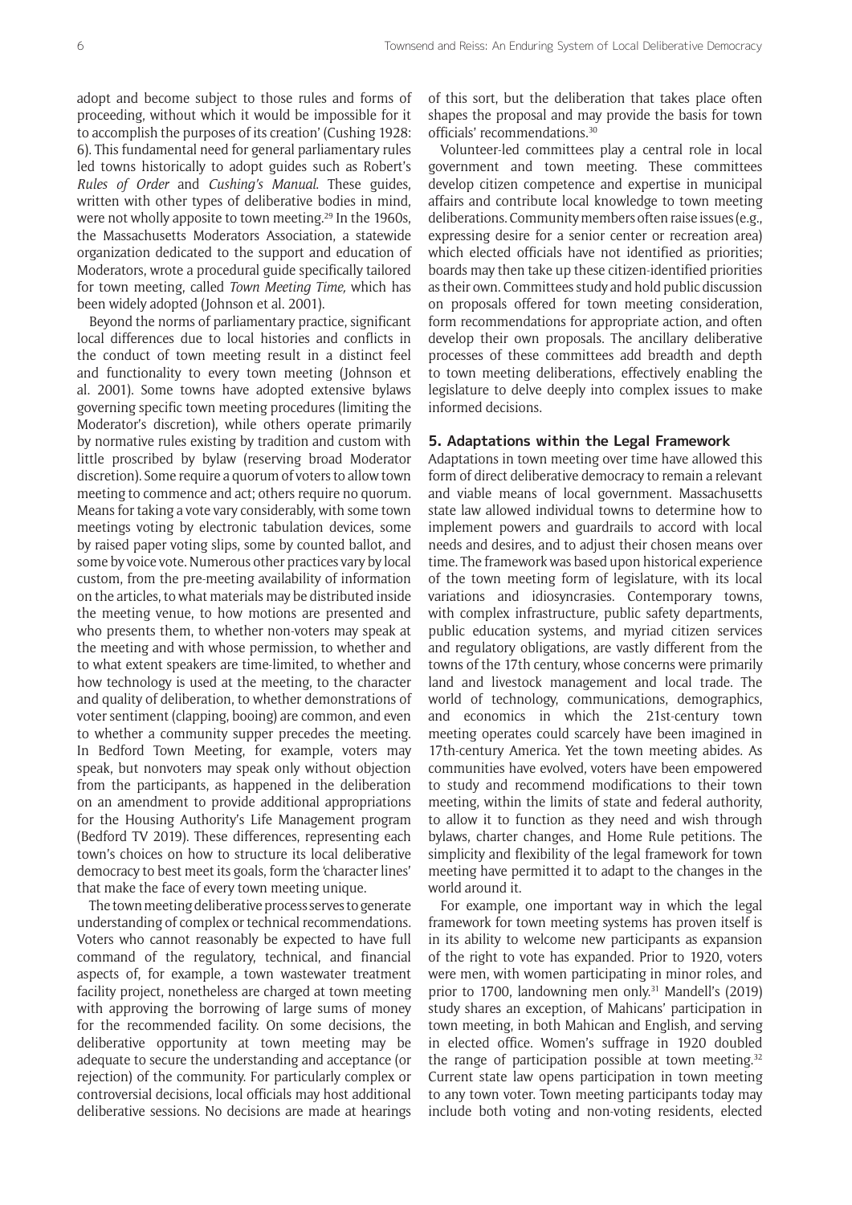adopt and become subject to those rules and forms of proceeding, without which it would be impossible for it to accomplish the purposes of its creation' (Cushing 1928: 6). This fundamental need for general parliamentary rules led towns historically to adopt guides such as Robert's *Rules of Order* and *Cushing's Manual*. These guides, written with other types of deliberative bodies in mind, were not wholly apposite to town meeting.[29] In the 1960s, the Massachusetts Moderators Association, a statewide organization dedicated to the support and education of Moderators, wrote a procedural guide specifically tailored for town meeting, called *Town Meeting Time,* which has been widely adopted (Johnson et al. 2001).

Beyond the norms of parliamentary practice, significant local differences due to local histories and conflicts in the conduct of town meeting result in a distinct feel and functionality to every town meeting (Johnson et al. 2001). Some towns have adopted extensive bylaws governing specific town meeting procedures (limiting the Moderator's discretion), while others operate primarily by normative rules existing by tradition and custom with little proscribed by bylaw (reserving broad Moderator discretion). Some require a quorum of voters to allow town meeting to commence and act; others require no quorum. Means for taking a vote vary considerably, with some town meetings voting by electronic tabulation devices, some by raised paper voting slips, some by counted ballot, and some by voice vote. Numerous other practices vary by local custom, from the pre-meeting availability of information on the articles, to what materials may be distributed inside the meeting venue, to how motions are presented and who presents them, to whether non-voters may speak at the meeting and with whose permission, to whether and to what extent speakers are time-limited, to whether and how technology is used at the meeting, to the character and quality of deliberation, to whether demonstrations of voter sentiment (clapping, booing) are common, and even to whether a community supper precedes the meeting. In Bedford Town Meeting, for example, voters may speak, but nonvoters may speak only without objection from the participants, as happened in the deliberation on an amendment to provide additional appropriations for the Housing Authority's Life Management program (Bedford TV 2019). These differences, representing each town's choices on how to structure its local deliberative democracy to best meet its goals, form the 'character lines' that make the face of every town meeting unique.

The town meeting deliberative process serves to generate understanding of complex or technical recommendations. Voters who cannot reasonably be expected to have full command of the regulatory, technical, and financial aspects of, for example, a town wastewater treatment facility project, nonetheless are charged at town meeting with approving the borrowing of large sums of money for the recommended facility. On some decisions, the deliberative opportunity at town meeting may be adequate to secure the understanding and acceptance (or rejection) of the community. For particularly complex or controversial decisions, local officials may host additional deliberative sessions. No decisions are made at hearings of this sort, but the deliberation that takes place often shapes the proposal and may provide the basis for town officials' recommendations.[30]

Volunteer-led committees play a central role in local government and town meeting. These committees develop citizen competence and expertise in municipal affairs and contribute local knowledge to town meeting deliberations. Community members often raise issues (e.g., expressing desire for a senior center or recreation area) which elected officials have not identified as priorities; boards may then take up these citizen-identified priorities as their own. Committees study and hold public discussion on proposals offered for town meeting consideration, form recommendations for appropriate action, and often develop their own proposals. The ancillary deliberative processes of these committees add breadth and depth to town meeting deliberations, effectively enabling the legislature to delve deeply into complex issues to make informed decisions.

## 5. Adaptations within the Legal Framework

Adaptations in town meeting over time have allowed this form of direct deliberative democracy to remain a relevant and viable means of local government. Massachusetts state law allowed individual towns to determine how to implement powers and guardrails to accord with local needs and desires, and to adjust their chosen means over time. The framework was based upon historical experience of the town meeting form of legislature, with its local variations and idiosyncrasies. Contemporary towns, with complex infrastructure, public safety departments, public education systems, and myriad citizen services and regulatory obligations, are vastly different from the towns of the 17th century, whose concerns were primarily land and livestock management and local trade. The world of technology, communications, demographics, and economics in which the 21st-century town meeting operates could scarcely have been imagined in 17th-century America. Yet the town meeting abides. As communities have evolved, voters have been empowered to study and recommend modifications to their town meeting, within the limits of state and federal authority, to allow it to function as they need and wish through bylaws, charter changes, and Home Rule petitions. The simplicity and flexibility of the legal framework for town meeting have permitted it to adapt to the changes in the world around it.

For example, one important way in which the legal framework for town meeting systems has proven itself is in its ability to welcome new participants as expansion of the right to vote has expanded. Prior to 1920, voters were men, with women participating in minor roles, and prior to 1700, landowning men only.[31] Mandell's (2019) study shares an exception, of Mahicans' participation in town meeting, in both Mahican and English, and serving in elected office. Women's suffrage in 1920 doubled the range of participation possible at town meeting.[32] Current state law opens participation in town meeting to any town voter. Town meeting participants today may include both voting and non-voting residents, elected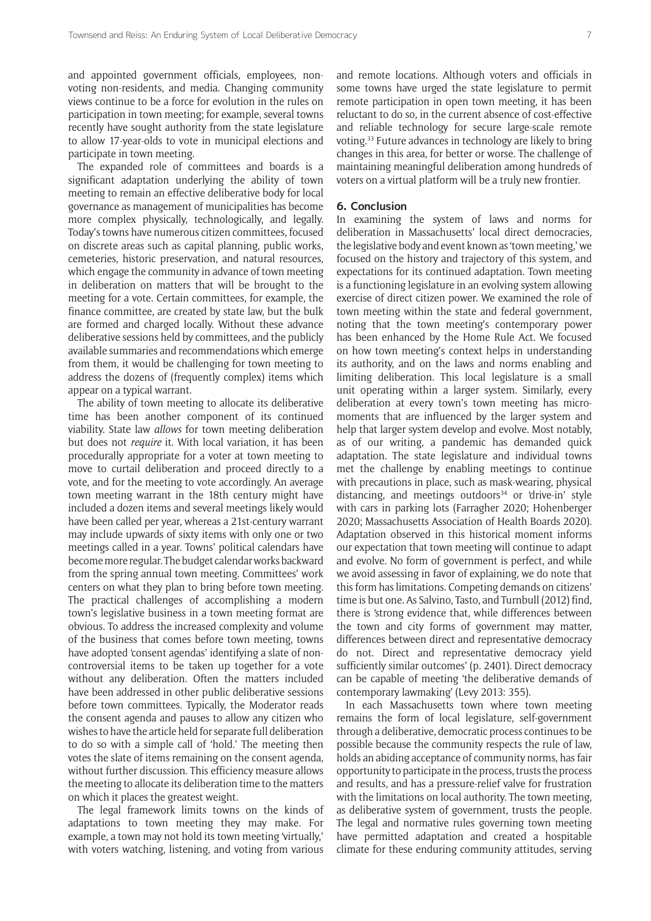and appointed government officials, employees, non-voting non-residents, and media. Changing community views continue to be a force for evolution in the rules on participation in town meeting; for example, several towns recently have sought authority from the state legislature to allow 17-year-olds to vote in municipal elections and participate in town meeting.

The expanded role of committees and boards is a significant adaptation underlying the ability of town meeting to remain an effective deliberative body for local governance as management of municipalities has become more complex physically, technologically, and legally. Today's towns have numerous citizen committees, focused on discrete areas such as capital planning, public works, cemeteries, historic preservation, and natural resources, which engage the community in advance of town meeting in deliberation on matters that will be brought to the meeting for a vote. Certain committees, for example, the finance committee, are created by state law, but the bulk are formed and charged locally. Without these advance deliberative sessions held by committees, and the publicly available summaries and recommendations which emerge from them, it would be challenging for town meeting to address the dozens of (frequently complex) items which appear on a typical warrant.

The ability of town meeting to allocate its deliberative time has been another component of its continued viability. State law *allows* for town meeting deliberation but does not *require* it. With local variation, it has been procedurally appropriate for a voter at town meeting to move to curtail deliberation and proceed directly to a vote, and for the meeting to vote accordingly. An average town meeting warrant in the 18th century might have included a dozen items and several meetings likely would have been called per year, whereas a 21st-century warrant may include upwards of sixty items with only one or two meetings called in a year. Towns' political calendars have become more regular. The budget calendar works backward from the spring annual town meeting. Committees' work centers on what they plan to bring before town meeting. The practical challenges of accomplishing a modern town's legislative business in a town meeting format are obvious. To address the increased complexity and volume of the business that comes before town meeting, towns have adopted 'consent agendas' identifying a slate of non-controversial items to be taken up together for a vote without any deliberation. Often the matters included have been addressed in other public deliberative sessions before town committees. Typically, the Moderator reads the consent agenda and pauses to allow any citizen who wishes to have the article held for separate full deliberation to do so with a simple call of 'hold.' The meeting then votes the slate of items remaining on the consent agenda, without further discussion. This efficiency measure allows the meeting to allocate its deliberation time to the matters on which it places the greatest weight.

The legal framework limits towns on the kinds of adaptations to town meeting they may make. For example, a town may not hold its town meeting 'virtually,' with voters watching, listening, and voting from various and remote locations. Although voters and officials in some towns have urged the state legislature to permit remote participation in open town meeting, it has been reluctant to do so, in the current absence of cost-effective and reliable technology for secure large-scale remote voting.[33] Future advances in technology are likely to bring changes in this area, for better or worse. The challenge of maintaining meaningful deliberation among hundreds of voters on a virtual platform will be a truly new frontier.

## 6. Conclusion

In examining the system of laws and norms for deliberation in Massachusetts' local direct democracies, the legislative body and event known as 'town meeting,' we focused on the history and trajectory of this system, and expectations for its continued adaptation. Town meeting is a functioning legislature in an evolving system allowing exercise of direct citizen power. We examined the role of town meeting within the state and federal government, noting that the town meeting's contemporary power has been enhanced by the Home Rule Act. We focused on how town meeting's context helps in understanding its authority, and on the laws and norms enabling and limiting deliberation. This local legislature is a small unit operating within a larger system. Similarly, every deliberation at every town's town meeting has micro-moments that are influenced by the larger system and help that larger system develop and evolve. Most notably, as of our writing, a pandemic has demanded quick adaptation. The state legislature and individual towns met the challenge by enabling meetings to continue with precautions in place, such as mask-wearing, physical distancing, and meetings outdoors[34] or 'drive-in' style with cars in parking lots (Farragher 2020; Hohenberger 2020; Massachusetts Association of Health Boards 2020). Adaptation observed in this historical moment informs our expectation that town meeting will continue to adapt and evolve. No form of government is perfect, and while we avoid assessing in favor of explaining, we do note that this form has limitations. Competing demands on citizens' time is but one. As Salvino, Tasto, and Turnbull (2012) find, there is 'strong evidence that, while differences between the town and city forms of government may matter, differences between direct and representative democracy do not. Direct and representative democracy yield sufficiently similar outcomes' (p. 2401). Direct democracy can be capable of meeting 'the deliberative demands of contemporary lawmaking' (Levy 2013: 355).

In each Massachusetts town where town meeting remains the form of local legislature, self-government through a deliberative, democratic process continues to be possible because the community respects the rule of law, holds an abiding acceptance of community norms, has fair opportunity to participate in the process, trusts the process and results, and has a pressure-relief valve for frustration with the limitations on local authority. The town meeting, as deliberative system of government, trusts the people. The legal and normative rules governing town meeting have permitted adaptation and created a hospitable climate for these enduring community attitudes, serving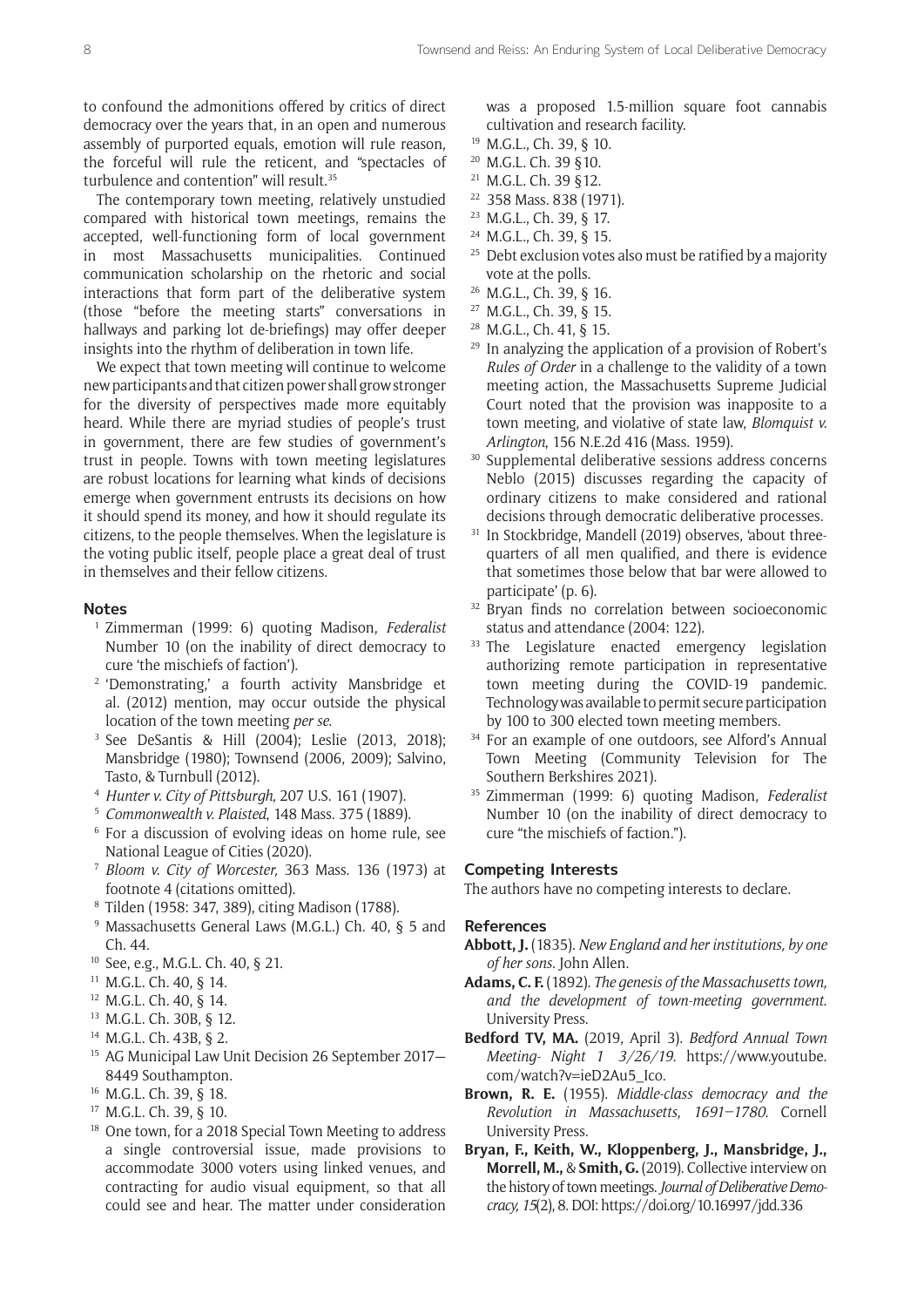to confound the admonitions offered by critics of direct democracy over the years that, in an open and numerous assembly of purported equals, emotion will rule reason, the forceful will rule the reticent, and "spectacles of turbulence and contention" will result.[35]

The contemporary town meeting, relatively unstudied compared with historical town meetings, remains the accepted, well-functioning form of local government in most Massachusetts municipalities. Continued communication scholarship on the rhetoric and social interactions that form part of the deliberative system (those "before the meeting starts" conversations in hallways and parking lot de-briefings) may offer deeper insights into the rhythm of deliberation in town life.

We expect that town meeting will continue to welcome new participants and that citizen power shall grow stronger for the diversity of perspectives made more equitably heard. While there are myriad studies of people's trust in government, there are few studies of government's trust in people. Towns with town meeting legislatures are robust locations for learning what kinds of decisions emerge when government entrusts its decisions on how it should spend its money, and how it should regulate its citizens, to the people themselves. When the legislature is the voting public itself, people place a great deal of trust in themselves and their fellow citizens.

## Notes

1. Zimmerman (1999: 6) quoting Madison, *Federalist* Number 10 (on the inability of direct democracy to cure 'the mischiefs of faction').
2. 'Demonstrating,' a fourth activity Mansbridge et al. (2012) mention, may occur outside the physical location of the town meeting *per se*.
3. See DeSantis & Hill (2004); Leslie (2013, 2018); Mansbridge (1980); Townsend (2006, 2009); Salvino, Tasto, & Turnbull (2012).
4. *Hunter v. City of Pittsburgh*, 207 U.S. 161 (1907).
5. *Commonwealth v. Plaisted*, 148 Mass. 375 (1889).
6. For a discussion of evolving ideas on home rule, see National League of Cities (2020).
7. *Bloom v. City of Worcester,* 363 Mass. 136 (1973) at footnote 4 (citations omitted).
8. Tilden (1958: 347, 389), citing Madison (1788).
9. Massachusetts General Laws (M.G.L.) Ch. 40, § 5 and Ch. 44.
10. See, e.g., M.G.L. Ch. 40, § 21.
11. M.G.L. Ch. 40, § 14.
12. M.G.L. Ch. 40, § 14.
13. M.G.L. Ch. 30B, § 12.
14. M.G.L. Ch. 43B, § 2.
15. AG Municipal Law Unit Decision 26 September 2017—8449 Southampton.
16. M.G.L. Ch. 39, § 18.
17. M.G.L. Ch. 39, § 10.
18. One town, for a 2018 Special Town Meeting to address a single controversial issue, made provisions to accommodate 3000 voters using linked venues, and contracting for audio visual equipment, so that all could see and hear. The matter under consideration was a proposed 1.5-million square foot cannabis cultivation and research facility.
19. M.G.L., Ch. 39, § 10.
20. M.G.L. Ch. 39 §10.
21. M.G.L. Ch. 39 §12.
22. 358 Mass. 838 (1971).
23. M.G.L., Ch. 39, § 17.
24. M.G.L., Ch. 39, § 15.
25. Debt exclusion votes also must be ratified by a majority vote at the polls.
26. M.G.L., Ch. 39, § 16.
27. M.G.L., Ch. 39, § 15.
28. M.G.L., Ch. 41, § 15.
29. In analyzing the application of a provision of Robert's *Rules of Order* in a challenge to the validity of a town meeting action, the Massachusetts Supreme Judicial Court noted that the provision was inapposite to a town meeting, and violative of state law, *Blomquist v. Arlington*, 156 N.E.2d 416 (Mass. 1959).
30. Supplemental deliberative sessions address concerns Neblo (2015) discusses regarding the capacity of ordinary citizens to make considered and rational decisions through democratic deliberative processes.
31. In Stockbridge, Mandell (2019) observes, 'about three-quarters of all men qualified, and there is evidence that sometimes those below that bar were allowed to participate' (p. 6).
32. Bryan finds no correlation between socioeconomic status and attendance (2004: 122).
33. The Legislature enacted emergency legislation authorizing remote participation in representative town meeting during the COVID-19 pandemic. Technology was available to permit secure participation by 100 to 300 elected town meeting members.
34. For an example of one outdoors, see Alford's Annual Town Meeting (Community Television for The Southern Berkshires 2021).
35. Zimmerman (1999: 6) quoting Madison, *Federalist* Number 10 (on the inability of direct democracy to cure "the mischiefs of faction.").

## Competing Interests

The authors have no competing interests to declare.

## References

**Abbott, J.** (1835). *New England and her institutions, by one of her sons.* John Allen.

**Adams, C. F.** (1892). *The genesis of the Massachusetts town, and the development of town-meeting government*. University Press.

**Bedford TV, MA.** (2019, April 3). *Bedford Annual Town Meeting- Night 1 3/26/19*. https://www.youtube.com/watch?v=ieD2Au5_Ico.

**Brown, R. E.** (1955). *Middle-class democracy and the Revolution in Massachusetts, 1691–1780*. Cornell University Press.

**Bryan, F., Keith, W., Kloppenberg, J., Mansbridge, J., Morrell, M.,** & **Smith, G.** (2019). Collective interview on the history of town meetings. *Journal of Deliberative Democracy, 15*(2), 8. DOI: https://doi.org/10.16997/jdd.336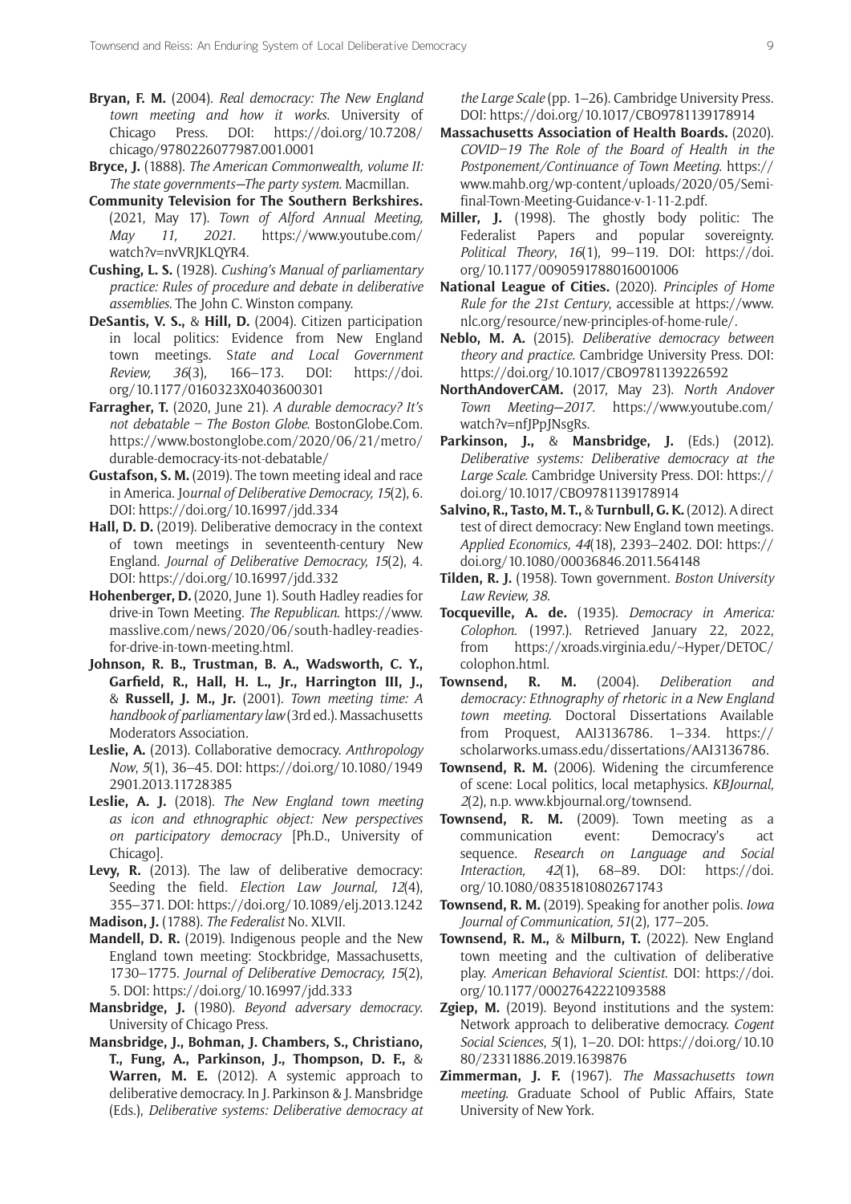**Bryan, F. M.** (2004). *Real democracy: The New England town meeting and how it works*. University of Chicago Press. DOI: https://doi.org/10.7208/chicago/9780226077987.001.0001

**Bryce, J.** (1888). *The American Commonwealth, volume II: The state governments—The party system*. Macmillan.

**Community Television for The Southern Berkshires.** (2021, May 17). *Town of Alford Annual Meeting, May 11, 2021*. https://www.youtube.com/watch?v=nvVRJKLQYR4.

**Cushing, L. S.** (1928). *Cushing's Manual of parliamentary practice: Rules of procedure and debate in deliberative assemblies*. The John C. Winston company.

**DeSantis, V. S.,** & **Hill, D.** (2004). Citizen participation in local politics: Evidence from New England town meetings. *State and Local Government Review, 36*(3), 166–173. DOI: https://doi.org/10.1177/0160323X0403600301

**Farragher, T.** (2020, June 21). *A durable democracy? It's not debatable – The Boston Globe*. BostonGlobe.Com. https://www.bostonglobe.com/2020/06/21/metro/durable-democracy-its-not-debatable/

**Gustafson, S. M.** (2019). The town meeting ideal and race in America. *Journal of Deliberative Democracy, 15*(2), 6. DOI: https://doi.org/10.16997/jdd.334

**Hall, D. D.** (2019). Deliberative democracy in the context of town meetings in seventeenth-century New England. *Journal of Deliberative Democracy, 15*(2), 4. DOI: https://doi.org/10.16997/jdd.332

**Hohenberger, D.** (2020, June 1). South Hadley readies for drive-in Town Meeting. *The Republican*. https://www.masslive.com/news/2020/06/south-hadley-readies-for-drive-in-town-meeting.html.

**Johnson, R. B., Trustman, B. A., Wadsworth, C. Y., Garfield, R., Hall, H. L., Jr., Harrington III, J.,** & **Russell, J. M., Jr.** (2001). *Town meeting time: A handbook of parliamentary law* (3rd ed.). Massachusetts Moderators Association.

**Leslie, A.** (2013). Collaborative democracy. *Anthropology Now*, *5*(1), 36–45. DOI: https://doi.org/10.1080/19492901.2013.11728385

**Leslie, A. J.** (2018). *The New England town meeting as icon and ethnographic object: New perspectives on participatory democracy* [Ph.D., University of Chicago].

**Levy, R.** (2013). The law of deliberative democracy: Seeding the field. *Election Law Journal, 12*(4), 355–371. DOI: https://doi.org/10.1089/elj.2013.1242

**Madison, J.** (1788). *The Federalist* No. XLVII.

**Mandell, D. R.** (2019). Indigenous people and the New England town meeting: Stockbridge, Massachusetts, 1730–1775. *Journal of Deliberative Democracy, 15*(2), 5. DOI: https://doi.org/10.16997/jdd.333

**Mansbridge, J.** (1980). *Beyond adversary democracy*. University of Chicago Press.

**Mansbridge, J., Bohman, J. Chambers, S., Christiano, T., Fung, A., Parkinson, J., Thompson, D. F.,** & **Warren, M. E.** (2012). A systemic approach to deliberative democracy. In J. Parkinson & J. Mansbridge (Eds.), *Deliberative systems: Deliberative democracy at the Large Scale* (pp. 1–26). Cambridge University Press. DOI: https://doi.org/10.1017/CBO9781139178914

**Massachusetts Association of Health Boards.** (2020). *COVID–19 The Role of the Board of Health in the Postponement/Continuance of Town Meeting*. https://www.mahb.org/wp-content/uploads/2020/05/Semi-final-Town-Meeting-Guidance-v-1-11-2.pdf.

**Miller, J.** (1998). The ghostly body politic: The Federalist Papers and popular sovereignty. *Political Theory*, *16*(1), 99–119. DOI: https://doi.org/10.1177/0090591788016001006

**National League of Cities.** (2020). *Principles of Home Rule for the 21st Century*, accessible at https://www.nlc.org/resource/new-principles-of-home-rule/.

**Neblo, M. A.** (2015). *Deliberative democracy between theory and practice*. Cambridge University Press. DOI: https://doi.org/10.1017/CBO9781139226592

**NorthAndoverCAM.** (2017, May 23). *North Andover Town Meeting—2017*. https://www.youtube.com/watch?v=nfJPpJNsgRs.

**Parkinson, J.,** & **Mansbridge, J.** (Eds.) (2012). *Deliberative systems: Deliberative democracy at the Large Scale*. Cambridge University Press. DOI: https://doi.org/10.1017/CBO9781139178914

**Salvino, R., Tasto, M. T.,** & **Turnbull, G. K.** (2012). A direct test of direct democracy: New England town meetings. *Applied Economics, 44*(18), 2393–2402. DOI: https://doi.org/10.1080/00036846.2011.564148

**Tilden, R. J.** (1958). Town government. *Boston University Law Review, 38*.

**Tocqueville, A. de.** (1935). *Democracy in America: Colophon*. (1997.). Retrieved January 22, 2022, from https://xroads.virginia.edu/~Hyper/DETOC/colophon.html.

**Townsend, R. M.** (2004). *Deliberation and democracy: Ethnography of rhetoric in a New England town meeting*. Doctoral Dissertations Available from Proquest, AAI3136786. 1–334. https://scholarworks.umass.edu/dissertations/AAI3136786.

**Townsend, R. M.** (2006). Widening the circumference of scene: Local politics, local metaphysics. *KBJournal, 2*(2), n.p. www.kbjournal.org/townsend.

**Townsend, R. M.** (2009). Town meeting as a communication event: Democracy's act sequence. *Research on Language and Social Interaction, 42*(1), 68–89. DOI: https://doi.org/10.1080/08351810802671743

**Townsend, R. M.** (2019). Speaking for another polis. *Iowa Journal of Communication, 51*(2), 177–205.

**Townsend, R. M.,** & **Milburn, T.** (2022). New England town meeting and the cultivation of deliberative play. *American Behavioral Scientist*. DOI: https://doi.org/10.1177/00027642221093588

**Zgiep, M.** (2019). Beyond institutions and the system: Network approach to deliberative democracy. *Cogent Social Sciences*, *5*(1), 1–20. DOI: https://doi.org/10.1080/23311886.2019.1639876

**Zimmerman, J. F.** (1967). *The Massachusetts town meeting*. Graduate School of Public Affairs, State University of New York.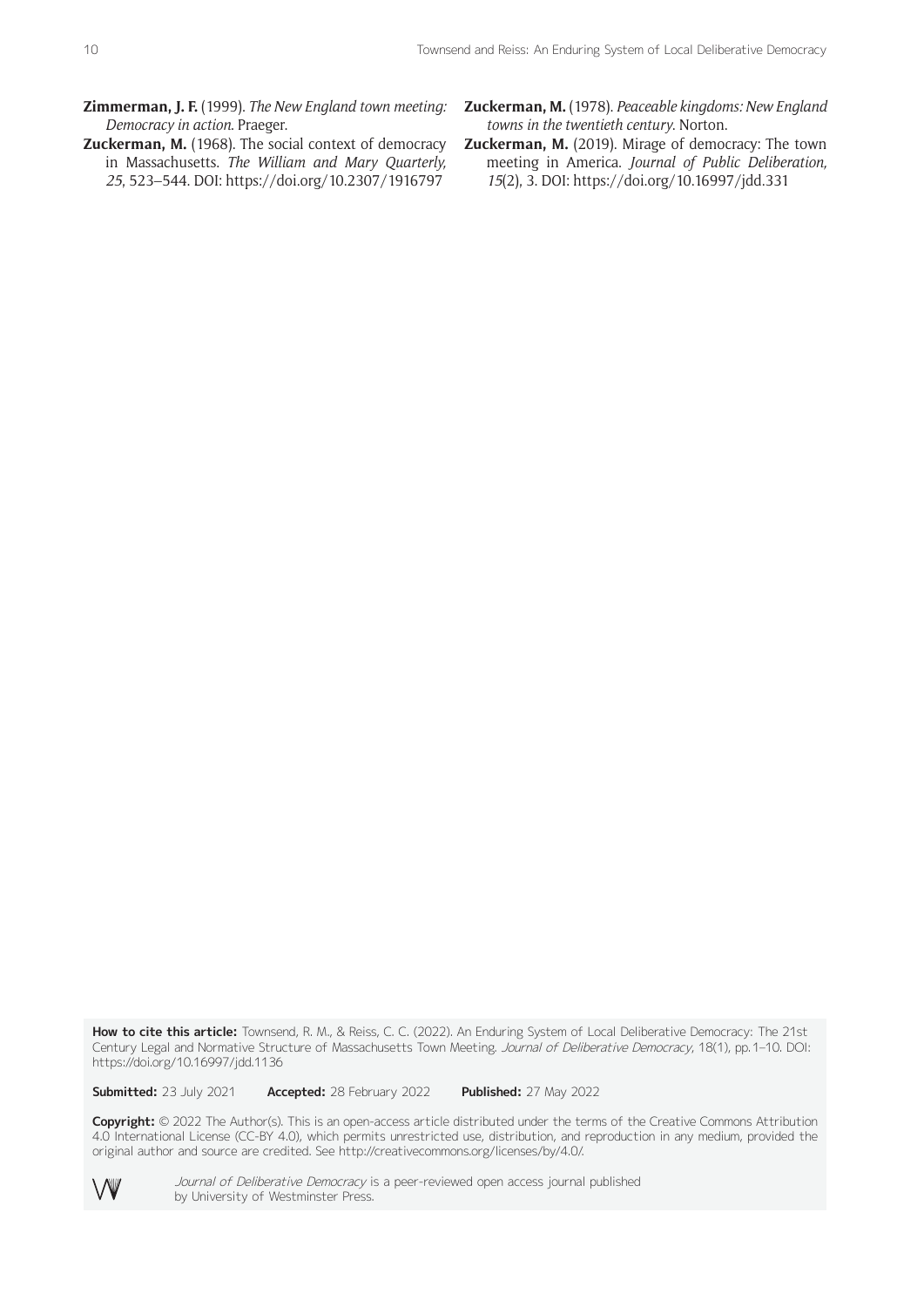**Zimmerman, J. F.** (1999). *The New England town meeting: Democracy in action*. Praeger.

**Zuckerman, M.** (1968). The social context of democracy in Massachusetts. *The William and Mary Quarterly, 25*, 523–544. DOI: https://doi.org/10.2307/1916797

**Zuckerman, M.** (1978). *Peaceable kingdoms: New England towns in the twentieth century*. Norton.

**Zuckerman, M.** (2019). Mirage of democracy: The town meeting in America. *Journal of Public Deliberation, 15*(2), 3. DOI: https://doi.org/10.16997/jdd.331

**How to cite this article:** Townsend, R. M., & Reiss, C. C. (2022). An Enduring System of Local Deliberative Democracy: The 21st Century Legal and Normative Structure of Massachusetts Town Meeting. *Journal of Deliberative Democracy*, 18(1), pp. 1–10. DOI: https://doi.org/10.16997/jdd.1136

**Submitted:** 23 July 2021 **Accepted:** 28 February 2022 **Published:** 27 May 2022

**Copyright:** © 2022 The Author(s). This is an open-access article distributed under the terms of the Creative Commons Attribution 4.0 International License (CC-BY 4.0), which permits unrestricted use, distribution, and reproduction in any medium, provided the original author and source are credited. See http://creativecommons.org/licenses/by/4.0/.

*Journal of Deliberative Democracy* is a peer-reviewed open access journal published by University of Westminster Press.